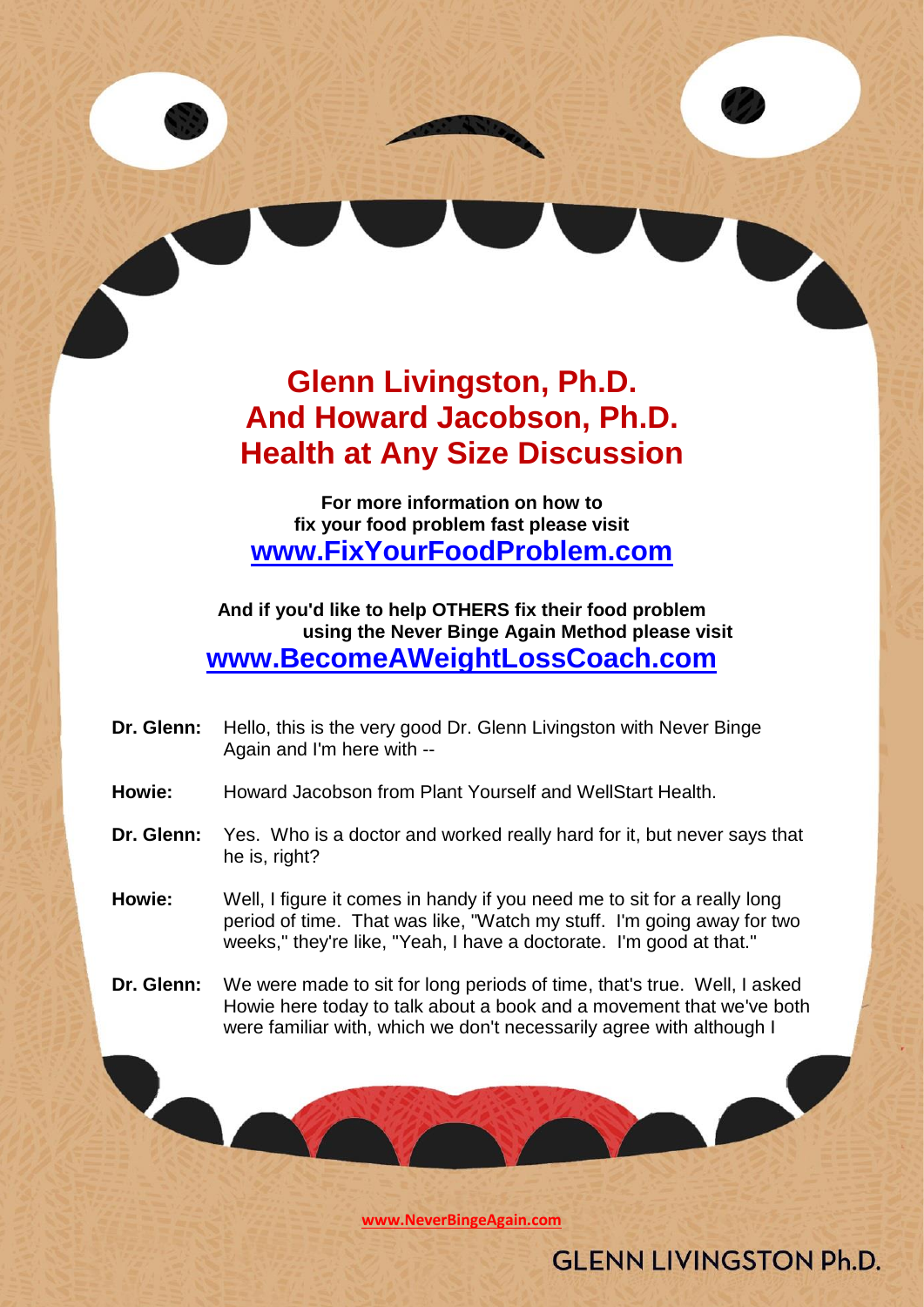# Glenn Livingston, Ph.D.
# And Howard Jacobson, Ph.D.
# Health at Any Size Discussion

**For more information on how to fix your food problem fast please visit**
**[www.FixYourFoodProblem.com](http://www.FixYourFoodProblem.com)**

**And if you'd like to help OTHERS fix their food problem using the Never Binge Again Method please visit**
**[www.BecomeAWeightLossCoach.com](http://www.BecomeAWeightLossCoach.com)**

**Dr. Glenn:** Hello, this is the very good Dr. Glenn Livingston with Never Binge Again and I'm here with --

**Howie:** Howard Jacobson from Plant Yourself and WellStart Health.

**Dr. Glenn:** Yes. Who is a doctor and worked really hard for it, but never says that he is, right?

**Howie:** Well, I figure it comes in handy if you need me to sit for a really long period of time. That was like, "Watch my stuff. I'm going away for two weeks," they're like, "Yeah, I have a doctorate. I'm good at that."

**Dr. Glenn:** We were made to sit for long periods of time, that's true. Well, I asked Howie here today to talk about a book and a movement that we've both were familiar with, which we don't necessarily agree with although I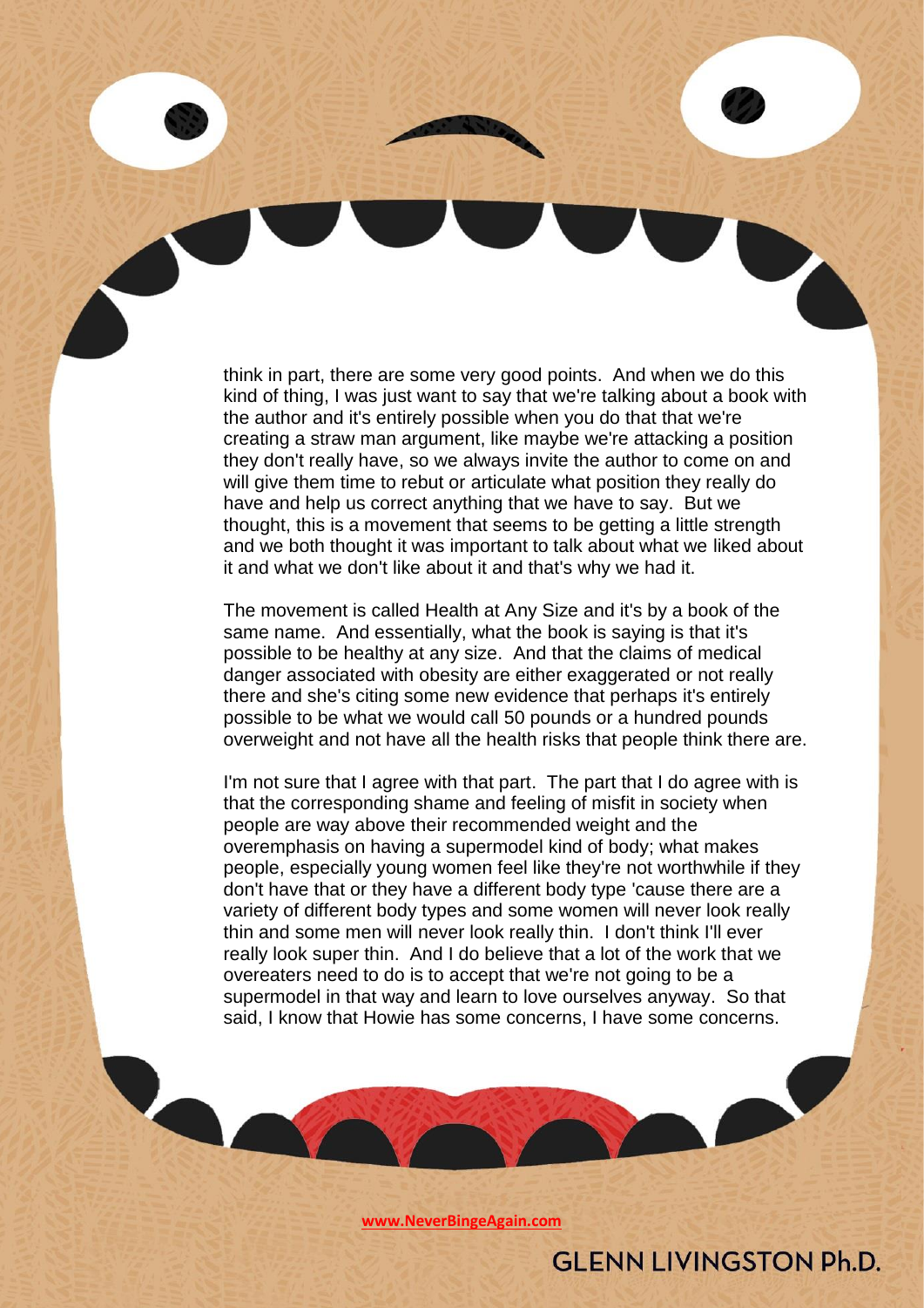think in part, there are some very good points. And when we do this kind of thing, I was just want to say that we're talking about a book with the author and it's entirely possible when you do that that we're creating a straw man argument, like maybe we're attacking a position they don't really have, so we always invite the author to come on and will give them time to rebut or articulate what position they really do have and help us correct anything that we have to say. But we thought, this is a movement that seems to be getting a little strength and we both thought it was important to talk about what we liked about it and what we don't like about it and that's why we had it.

The movement is called Health at Any Size and it's by a book of the same name. And essentially, what the book is saying is that it's possible to be healthy at any size. And that the claims of medical danger associated with obesity are either exaggerated or not really there and she's citing some new evidence that perhaps it's entirely possible to be what we would call 50 pounds or a hundred pounds overweight and not have all the health risks that people think there are.

I'm not sure that I agree with that part. The part that I do agree with is that the corresponding shame and feeling of misfit in society when people are way above their recommended weight and the overemphasis on having a supermodel kind of body; what makes people, especially young women feel like they're not worthwhile if they don't have that or they have a different body type 'cause there are a variety of different body types and some women will never look really thin and some men will never look really thin. I don't think I'll ever really look super thin. And I do believe that a lot of the work that we overeaters need to do is to accept that we're not going to be a supermodel in that way and learn to love ourselves anyway. So that said, I know that Howie has some concerns, I have some concerns.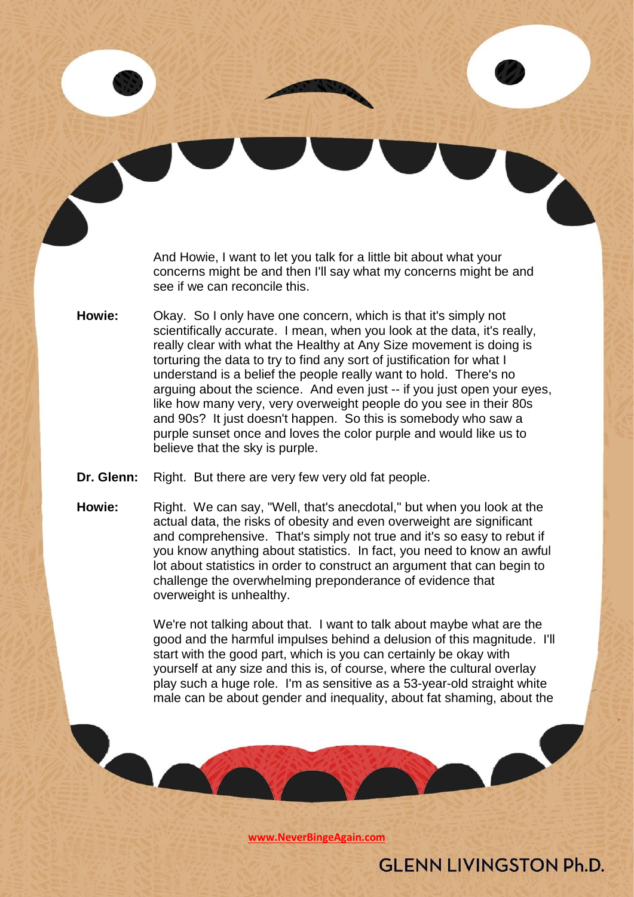And Howie, I want to let you talk for a little bit about what your concerns might be and then I'll say what my concerns might be and see if we can reconcile this.

**Howie:** Okay. So I only have one concern, which is that it's simply not scientifically accurate. I mean, when you look at the data, it's really, really clear with what the Healthy at Any Size movement is doing is torturing the data to try to find any sort of justification for what I understand is a belief the people really want to hold. There's no arguing about the science. And even just -- if you just open your eyes, like how many very, very overweight people do you see in their 80s and 90s? It just doesn't happen. So this is somebody who saw a purple sunset once and loves the color purple and would like us to believe that the sky is purple.

**Dr. Glenn:** Right. But there are very few very old fat people.

**Howie:** Right. We can say, "Well, that's anecdotal," but when you look at the actual data, the risks of obesity and even overweight are significant and comprehensive. That's simply not true and it's so easy to rebut if you know anything about statistics. In fact, you need to know an awful lot about statistics in order to construct an argument that can begin to challenge the overwhelming preponderance of evidence that overweight is unhealthy.

We're not talking about that. I want to talk about maybe what are the good and the harmful impulses behind a delusion of this magnitude. I'll start with the good part, which is you can certainly be okay with yourself at any size and this is, of course, where the cultural overlay play such a huge role. I'm as sensitive as a 53-year-old straight white male can be about gender and inequality, about fat shaming, about the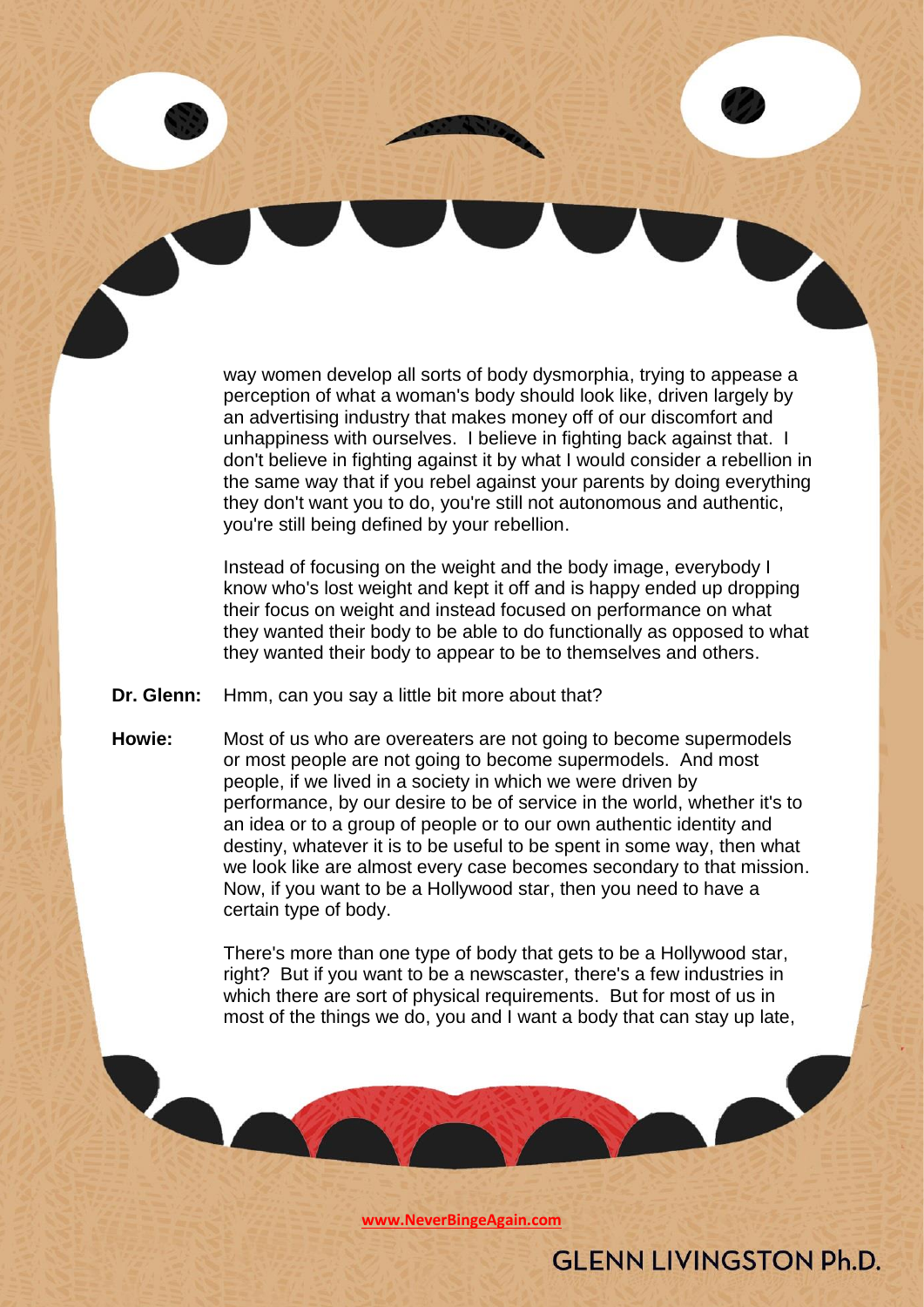way women develop all sorts of body dysmorphia, trying to appease a perception of what a woman's body should look like, driven largely by an advertising industry that makes money off of our discomfort and unhappiness with ourselves. I believe in fighting back against that. I don't believe in fighting against it by what I would consider a rebellion in the same way that if you rebel against your parents by doing everything they don't want you to do, you're still not autonomous and authentic, you're still being defined by your rebellion.

Instead of focusing on the weight and the body image, everybody I know who's lost weight and kept it off and is happy ended up dropping their focus on weight and instead focused on performance on what they wanted their body to be able to do functionally as opposed to what they wanted their body to appear to be to themselves and others.

**Dr. Glenn:** Hmm, can you say a little bit more about that?

**Howie:** Most of us who are overeaters are not going to become supermodels or most people are not going to become supermodels. And most people, if we lived in a society in which we were driven by performance, by our desire to be of service in the world, whether it's to an idea or to a group of people or to our own authentic identity and destiny, whatever it is to be useful to be spent in some way, then what we look like are almost every case becomes secondary to that mission. Now, if you want to be a Hollywood star, then you need to have a certain type of body.

There's more than one type of body that gets to be a Hollywood star, right? But if you want to be a newscaster, there's a few industries in which there are sort of physical requirements. But for most of us in most of the things we do, you and I want a body that can stay up late,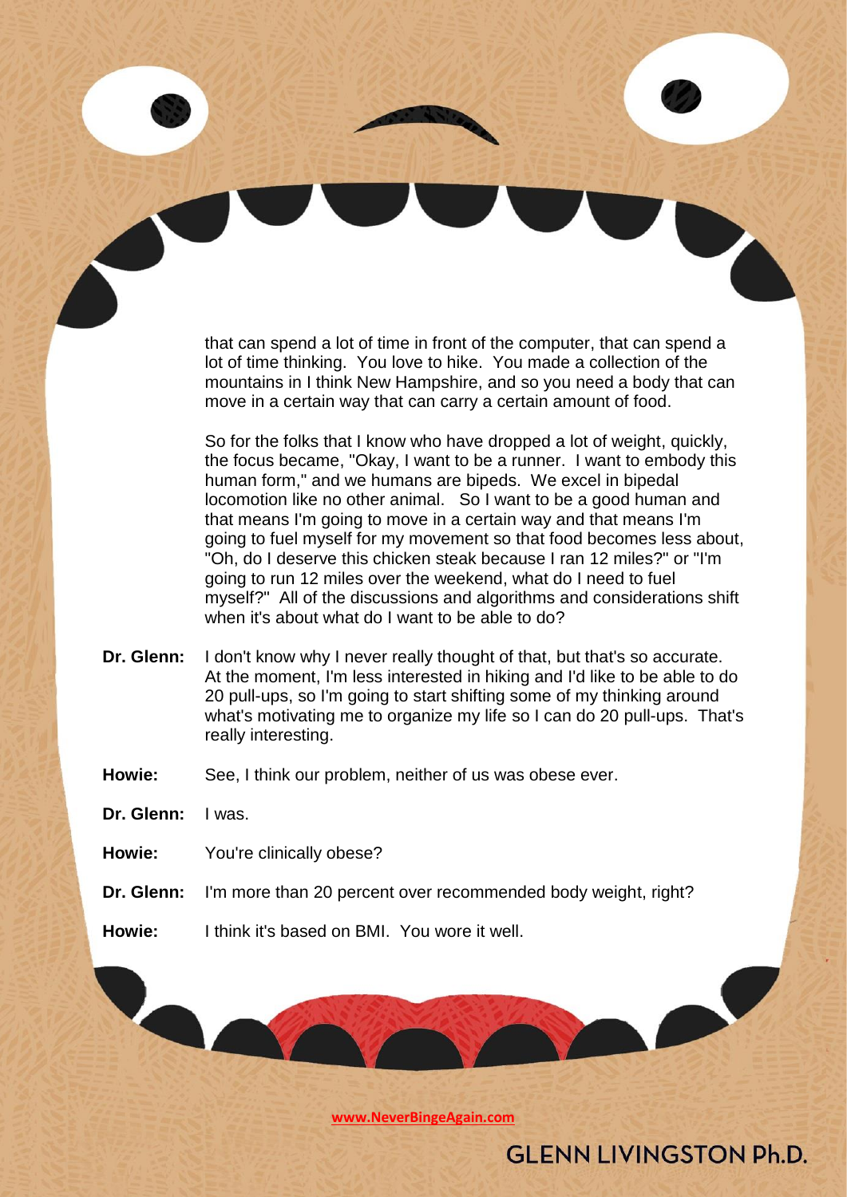that can spend a lot of time in front of the computer, that can spend a lot of time thinking. You love to hike. You made a collection of the mountains in I think New Hampshire, and so you need a body that can move in a certain way that can carry a certain amount of food.

So for the folks that I know who have dropped a lot of weight, quickly, the focus became, "Okay, I want to be a runner. I want to embody this human form," and we humans are bipeds. We excel in bipedal locomotion like no other animal. So I want to be a good human and that means I'm going to move in a certain way and that means I'm going to fuel myself for my movement so that food becomes less about, "Oh, do I deserve this chicken steak because I ran 12 miles?" or "I'm going to run 12 miles over the weekend, what do I need to fuel myself?" All of the discussions and algorithms and considerations shift when it's about what do I want to be able to do?

**Dr. Glenn:** I don't know why I never really thought of that, but that's so accurate. At the moment, I'm less interested in hiking and I'd like to be able to do 20 pull-ups, so I'm going to start shifting some of my thinking around what's motivating me to organize my life so I can do 20 pull-ups. That's really interesting.

**Howie:** See, I think our problem, neither of us was obese ever.

**Dr. Glenn:** I was.

**Howie:** You're clinically obese?

**Dr. Glenn:** I'm more than 20 percent over recommended body weight, right?

**Howie:** I think it's based on BMI. You wore it well.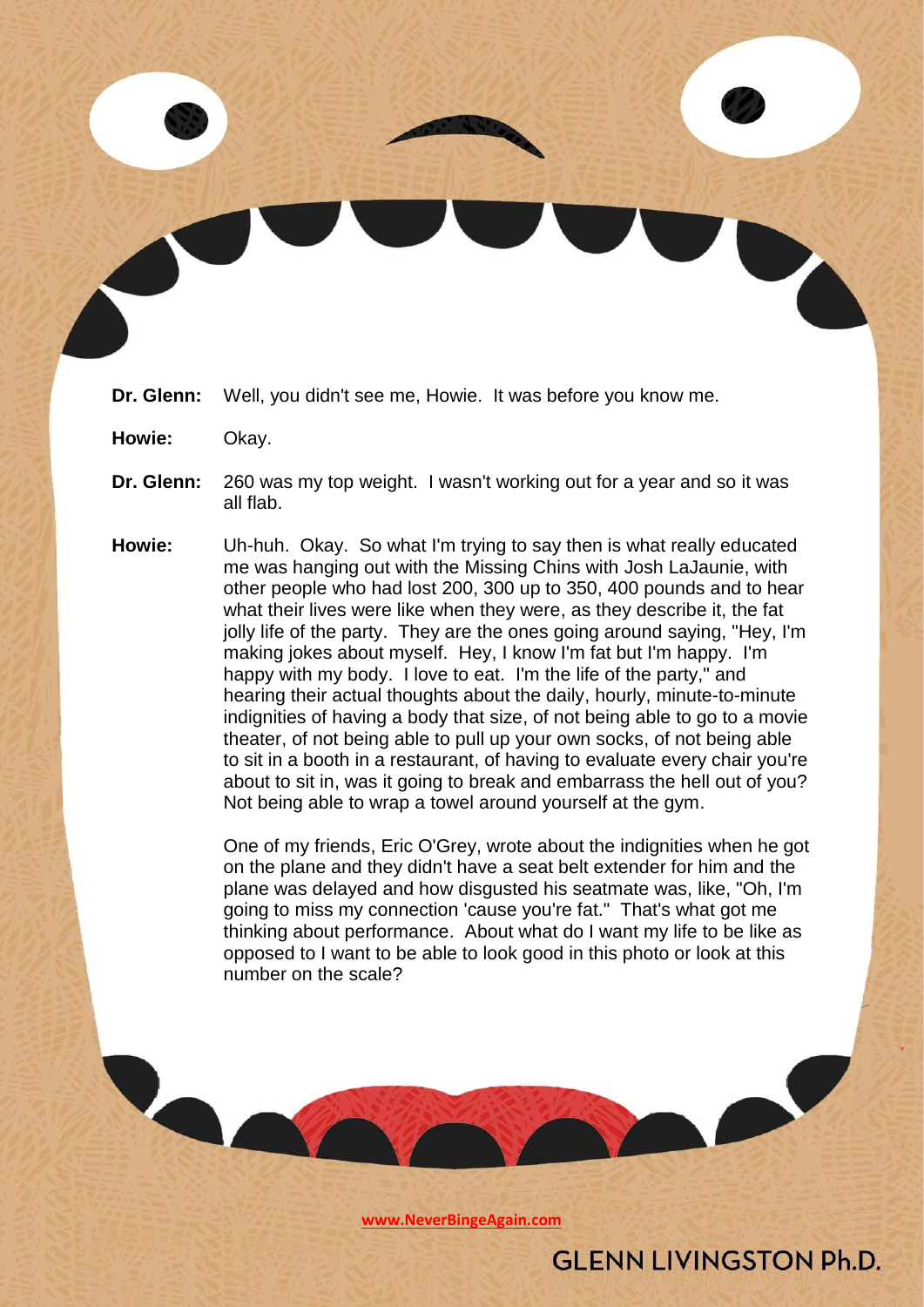**Dr. Glenn:** Well, you didn't see me, Howie. It was before you know me.

**Howie:** Okay.

**Dr. Glenn:** 260 was my top weight. I wasn't working out for a year and so it was all flab.

**Howie:** Uh-huh. Okay. So what I'm trying to say then is what really educated me was hanging out with the Missing Chins with Josh LaJaunie, with other people who had lost 200, 300 up to 350, 400 pounds and to hear what their lives were like when they were, as they describe it, the fat jolly life of the party. They are the ones going around saying, "Hey, I'm making jokes about myself. Hey, I know I'm fat but I'm happy. I'm happy with my body. I love to eat. I'm the life of the party," and hearing their actual thoughts about the daily, hourly, minute-to-minute indignities of having a body that size, of not being able to go to a movie theater, of not being able to pull up your own socks, of not being able to sit in a booth in a restaurant, of having to evaluate every chair you're about to sit in, was it going to break and embarrass the hell out of you? Not being able to wrap a towel around yourself at the gym.

One of my friends, Eric O'Grey, wrote about the indignities when he got on the plane and they didn't have a seat belt extender for him and the plane was delayed and how disgusted his seatmate was, like, "Oh, I'm going to miss my connection 'cause you're fat." That's what got me thinking about performance. About what do I want my life to be like as opposed to I want to be able to look good in this photo or look at this number on the scale?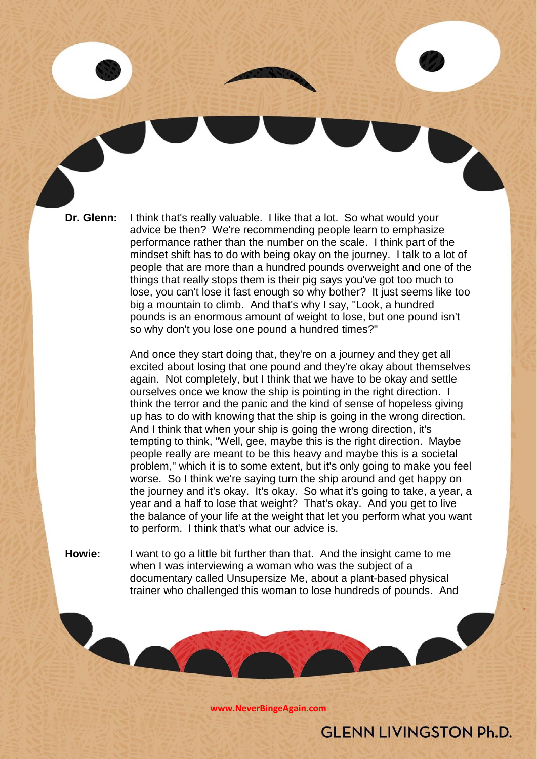**Dr. Glenn:** I think that's really valuable. I like that a lot. So what would your advice be then? We're recommending people learn to emphasize performance rather than the number on the scale. I think part of the mindset shift has to do with being okay on the journey. I talk to a lot of people that are more than a hundred pounds overweight and one of the things that really stops them is their pig says you've got too much to lose, you can't lose it fast enough so why bother? It just seems like too big a mountain to climb. And that's why I say, "Look, a hundred pounds is an enormous amount of weight to lose, but one pound isn't so why don't you lose one pound a hundred times?"

And once they start doing that, they're on a journey and they get all excited about losing that one pound and they're okay about themselves again. Not completely, but I think that we have to be okay and settle ourselves once we know the ship is pointing in the right direction. I think the terror and the panic and the kind of sense of hopeless giving up has to do with knowing that the ship is going in the wrong direction. And I think that when your ship is going the wrong direction, it's tempting to think, "Well, gee, maybe this is the right direction. Maybe people really are meant to be this heavy and maybe this is a societal problem," which it is to some extent, but it's only going to make you feel worse. So I think we're saying turn the ship around and get happy on the journey and it's okay. It's okay. So what it's going to take, a year, a year and a half to lose that weight? That's okay. And you get to live the balance of your life at the weight that let you perform what you want to perform. I think that's what our advice is.

**Howie:** I want to go a little bit further than that. And the insight came to me when I was interviewing a woman who was the subject of a documentary called Unsupersize Me, about a plant-based physical trainer who challenged this woman to lose hundreds of pounds. And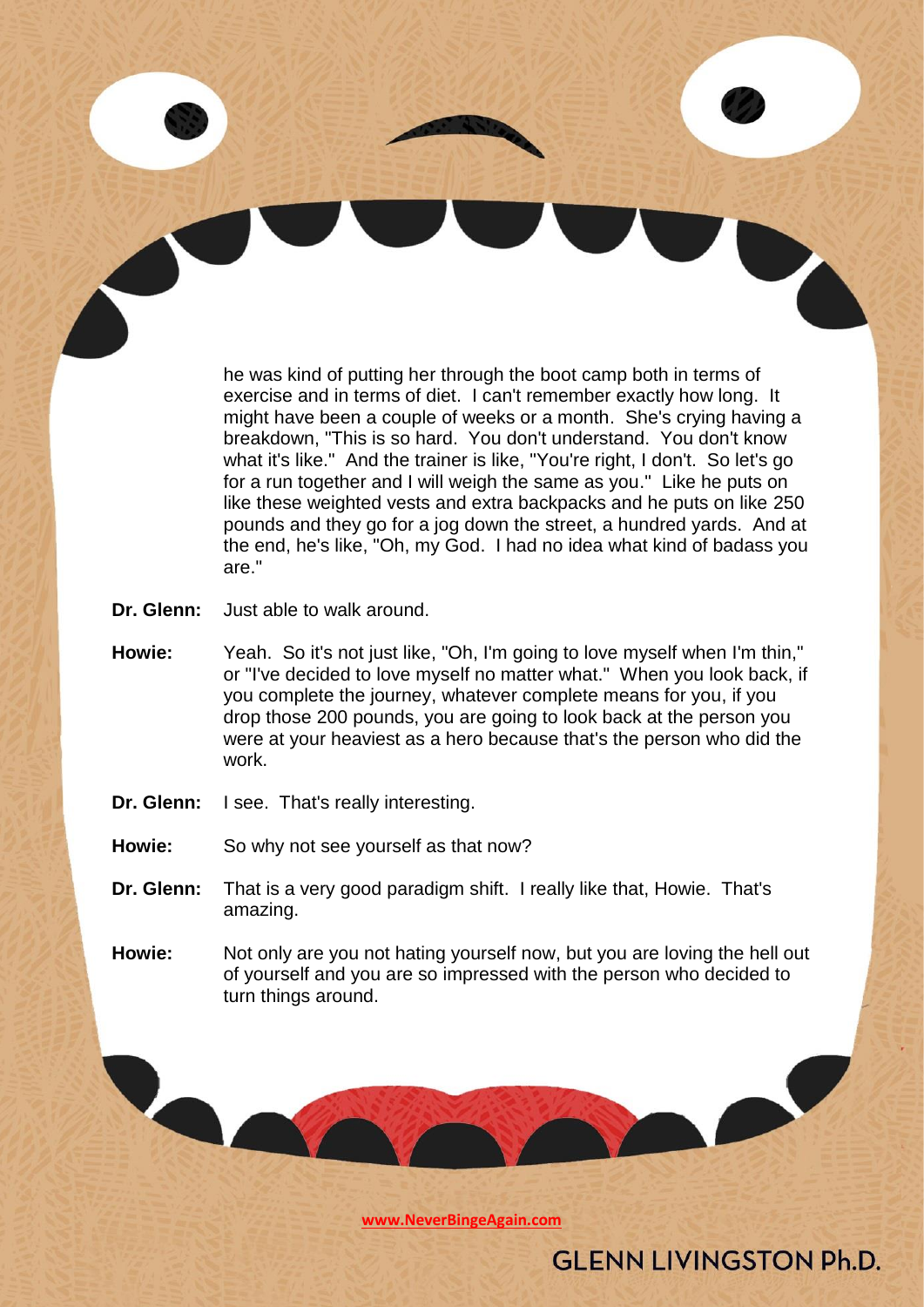he was kind of putting her through the boot camp both in terms of exercise and in terms of diet. I can't remember exactly how long. It might have been a couple of weeks or a month. She's crying having a breakdown, "This is so hard. You don't understand. You don't know what it's like." And the trainer is like, "You're right, I don't. So let's go for a run together and I will weigh the same as you." Like he puts on like these weighted vests and extra backpacks and he puts on like 250 pounds and they go for a jog down the street, a hundred yards. And at the end, he's like, "Oh, my God. I had no idea what kind of badass you are."

**Dr. Glenn:** Just able to walk around.

**Howie:** Yeah. So it's not just like, "Oh, I'm going to love myself when I'm thin," or "I've decided to love myself no matter what." When you look back, if you complete the journey, whatever complete means for you, if you drop those 200 pounds, you are going to look back at the person you were at your heaviest as a hero because that's the person who did the work.

**Dr. Glenn:** I see. That's really interesting.

**Howie:** So why not see yourself as that now?

**Dr. Glenn:** That is a very good paradigm shift. I really like that, Howie. That's amazing.

**Howie:** Not only are you not hating yourself now, but you are loving the hell out of yourself and you are so impressed with the person who decided to turn things around.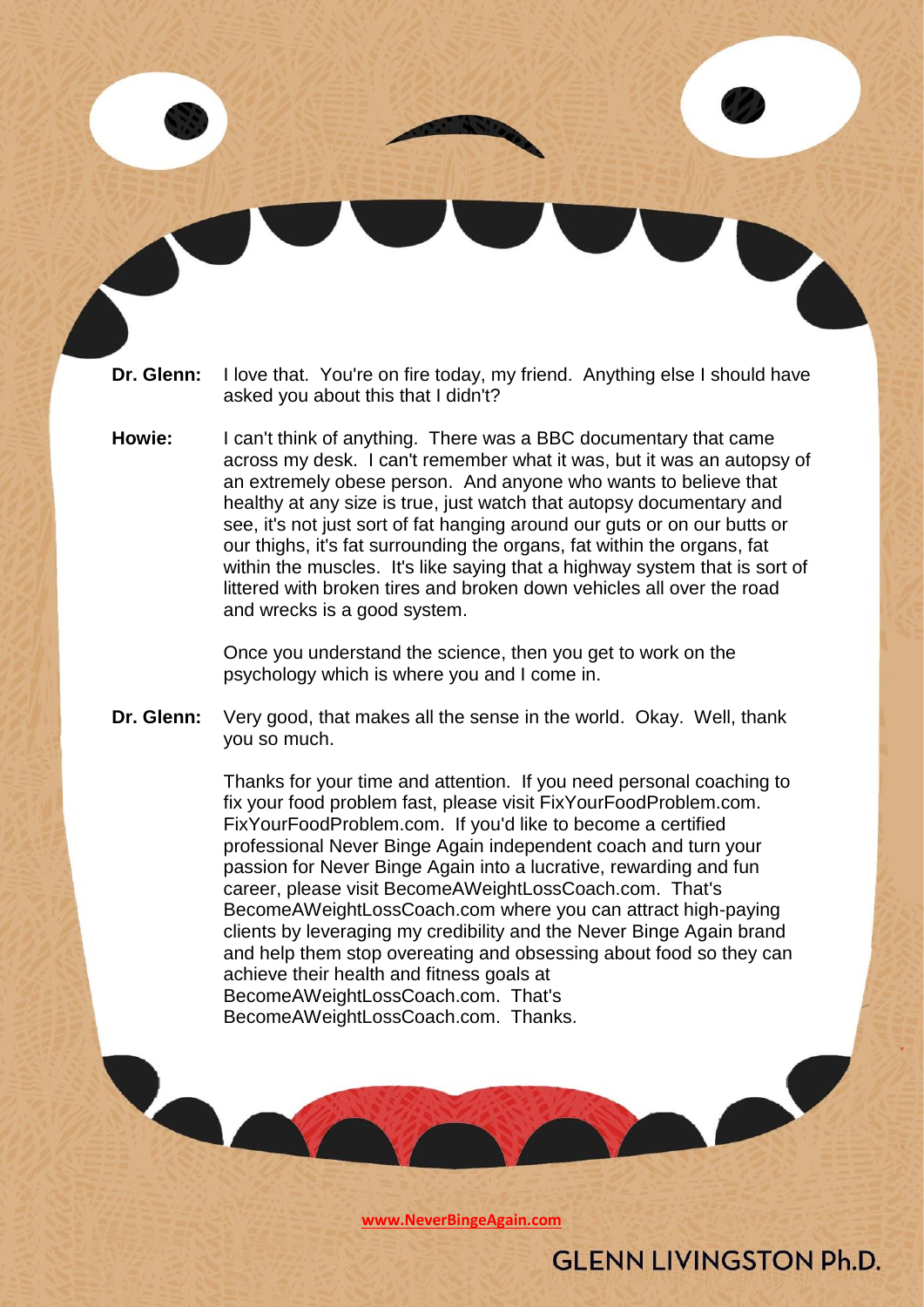**Dr. Glenn:** I love that. You're on fire today, my friend. Anything else I should have asked you about this that I didn't?

**Howie:** I can't think of anything. There was a BBC documentary that came across my desk. I can't remember what it was, but it was an autopsy of an extremely obese person. And anyone who wants to believe that healthy at any size is true, just watch that autopsy documentary and see, it's not just sort of fat hanging around our guts or on our butts or our thighs, it's fat surrounding the organs, fat within the organs, fat within the muscles. It's like saying that a highway system that is sort of littered with broken tires and broken down vehicles all over the road and wrecks is a good system.

Once you understand the science, then you get to work on the psychology which is where you and I come in.

**Dr. Glenn:** Very good, that makes all the sense in the world. Okay. Well, thank you so much.

Thanks for your time and attention. If you need personal coaching to fix your food problem fast, please visit FixYourFoodProblem.com. FixYourFoodProblem.com. If you'd like to become a certified professional Never Binge Again independent coach and turn your passion for Never Binge Again into a lucrative, rewarding and fun career, please visit BecomeAWeightLossCoach.com. That's BecomeAWeightLossCoach.com where you can attract high-paying clients by leveraging my credibility and the Never Binge Again brand and help them stop overeating and obsessing about food so they can achieve their health and fitness goals at BecomeAWeightLossCoach.com. That's BecomeAWeightLossCoach.com. Thanks.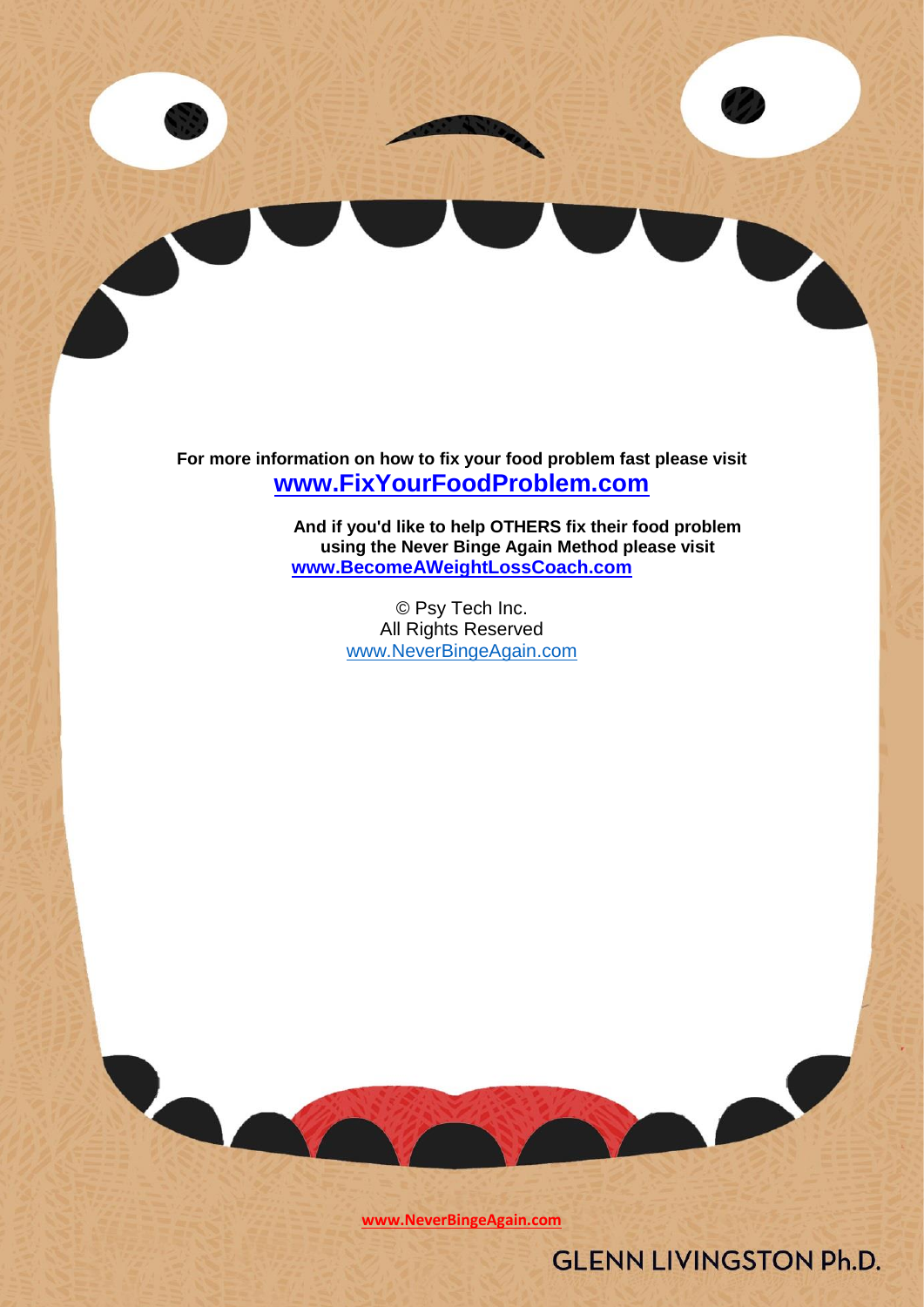**For more information on how to fix your food problem fast please visit**
**[www.FixYourFoodProblem.com](http://www.FixYourFoodProblem.com)**

**And if you'd like to help OTHERS fix their food problem using the Never Binge Again Method please visit**
**[www.BecomeAWeightLossCoach.com](http://www.BecomeAWeightLossCoach.com)**

© Psy Tech Inc.
All Rights Reserved
[www.NeverBingeAgain.com](http://www.NeverBingeAgain.com)

**www.NeverBingeAgain.com**

GLENN LIVINGSTON Ph.D.